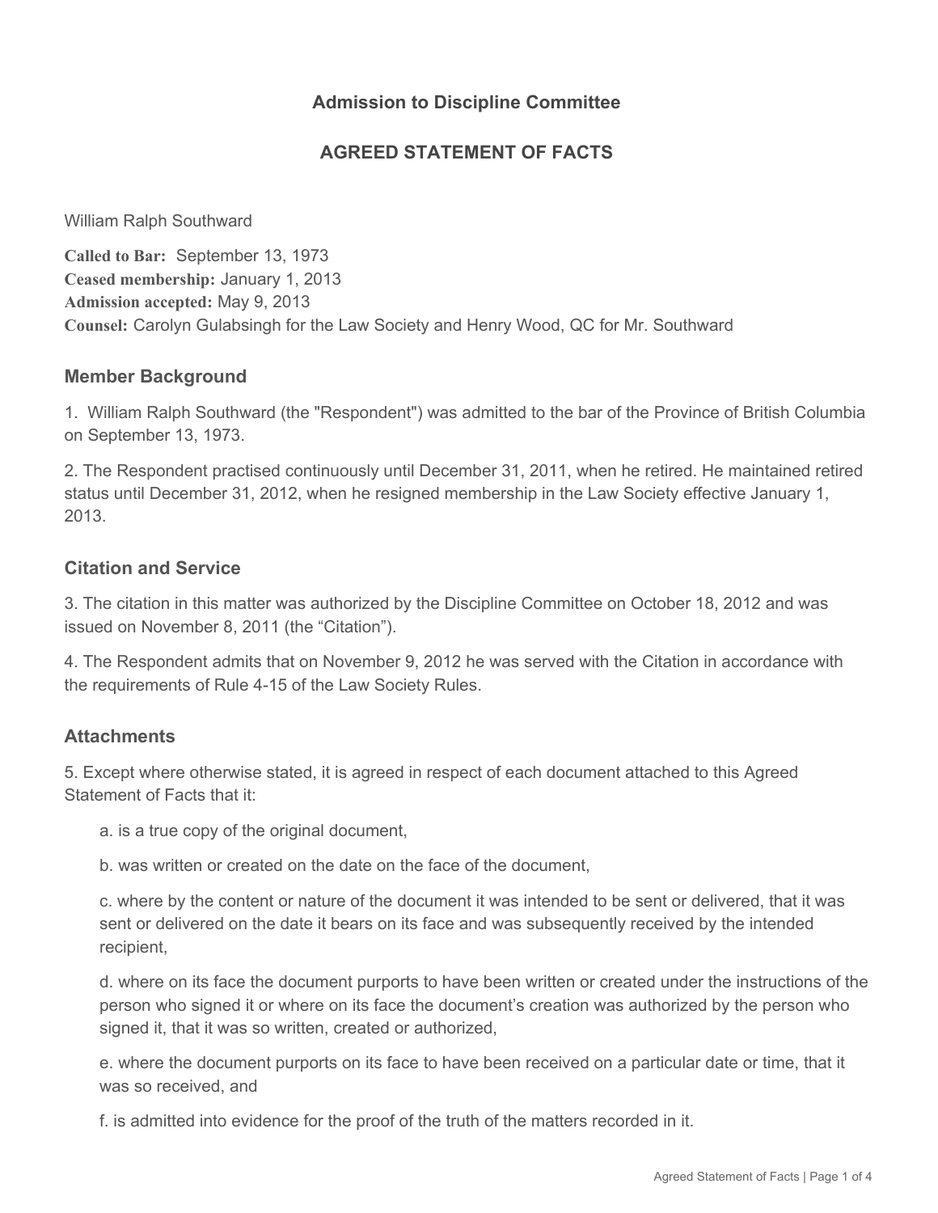# Admission to Discipline Committee

## AGREED STATEMENT OF FACTS

William Ralph Southward

**Called to Bar:** September 13, 1973
**Ceased membership:** January 1, 2013
**Admission accepted:** May 9, 2013
**Counsel:** Carolyn Gulabsingh for the Law Society and Henry Wood, QC for Mr. Southward

### Member Background

1. William Ralph Southward (the "Respondent") was admitted to the bar of the Province of British Columbia on September 13, 1973.

2. The Respondent practised continuously until December 31, 2011, when he retired. He maintained retired status until December 31, 2012, when he resigned membership in the Law Society effective January 1, 2013.

### Citation and Service

3. The citation in this matter was authorized by the Discipline Committee on October 18, 2012 and was issued on November 8, 2011 (the "Citation").

4. The Respondent admits that on November 9, 2012 he was served with the Citation in accordance with the requirements of Rule 4-15 of the Law Society Rules.

### Attachments

5. Except where otherwise stated, it is agreed in respect of each document attached to this Agreed Statement of Facts that it:

a. is a true copy of the original document,

b. was written or created on the date on the face of the document,

c. where by the content or nature of the document it was intended to be sent or delivered, that it was sent or delivered on the date it bears on its face and was subsequently received by the intended recipient,

d. where on its face the document purports to have been written or created under the instructions of the person who signed it or where on its face the document's creation was authorized by the person who signed it, that it was so written, created or authorized,

e. where the document purports on its face to have been received on a particular date or time, that it was so received, and

f. is admitted into evidence for the proof of the truth of the matters recorded in it.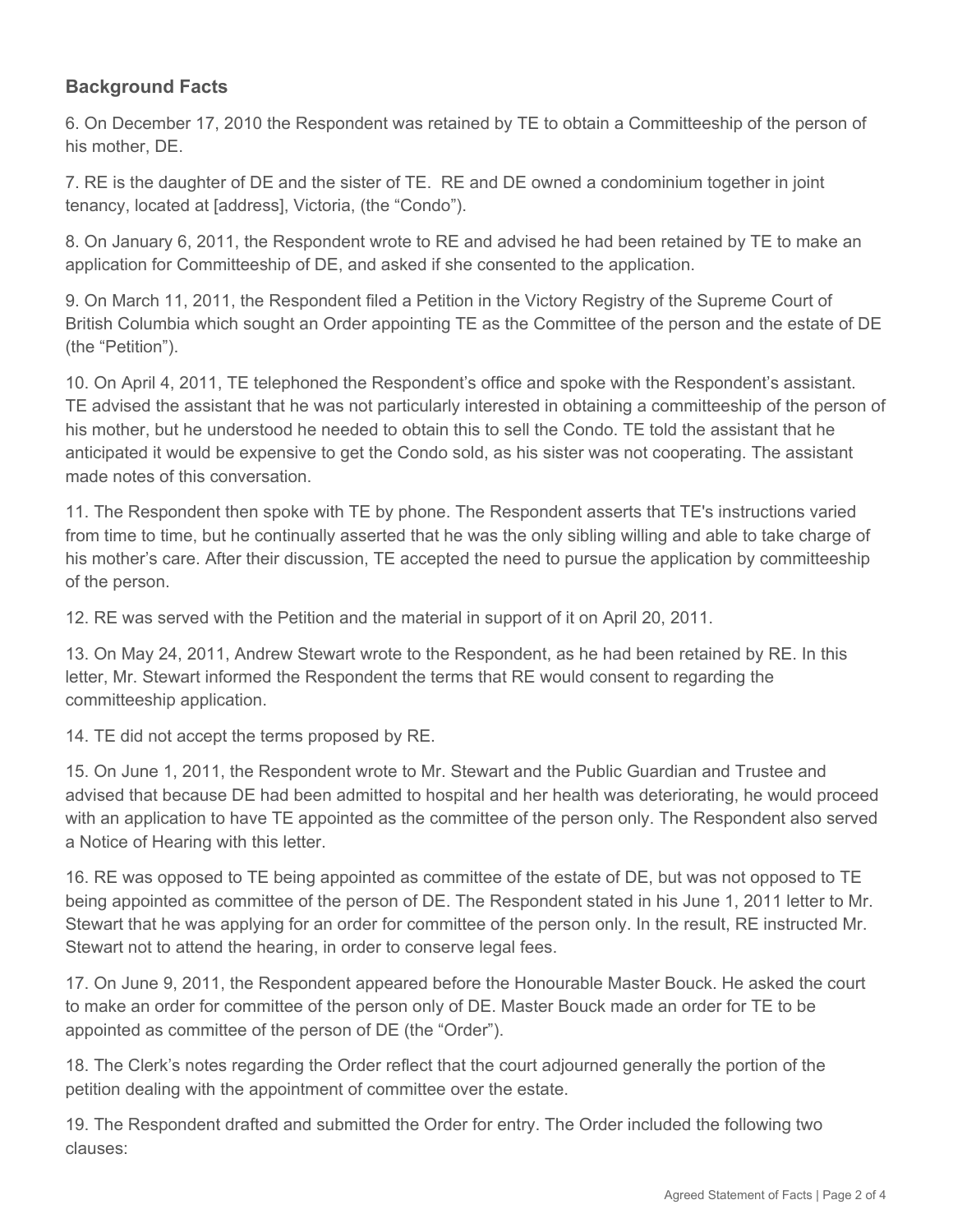### Background Facts

6. On December 17, 2010 the Respondent was retained by TE to obtain a Committeeship of the person of his mother, DE.

7. RE is the daughter of DE and the sister of TE. RE and DE owned a condominium together in joint tenancy, located at [address], Victoria, (the "Condo").

8. On January 6, 2011, the Respondent wrote to RE and advised he had been retained by TE to make an application for Committeeship of DE, and asked if she consented to the application.

9. On March 11, 2011, the Respondent filed a Petition in the Victory Registry of the Supreme Court of British Columbia which sought an Order appointing TE as the Committee of the person and the estate of DE (the "Petition").

10. On April 4, 2011, TE telephoned the Respondent's office and spoke with the Respondent's assistant. TE advised the assistant that he was not particularly interested in obtaining a committeeship of the person of his mother, but he understood he needed to obtain this to sell the Condo. TE told the assistant that he anticipated it would be expensive to get the Condo sold, as his sister was not cooperating. The assistant made notes of this conversation.

11. The Respondent then spoke with TE by phone. The Respondent asserts that TE's instructions varied from time to time, but he continually asserted that he was the only sibling willing and able to take charge of his mother's care. After their discussion, TE accepted the need to pursue the application by committeeship of the person.

12. RE was served with the Petition and the material in support of it on April 20, 2011.

13. On May 24, 2011, Andrew Stewart wrote to the Respondent, as he had been retained by RE. In this letter, Mr. Stewart informed the Respondent the terms that RE would consent to regarding the committeeship application.

14. TE did not accept the terms proposed by RE.

15. On June 1, 2011, the Respondent wrote to Mr. Stewart and the Public Guardian and Trustee and advised that because DE had been admitted to hospital and her health was deteriorating, he would proceed with an application to have TE appointed as the committee of the person only. The Respondent also served a Notice of Hearing with this letter.

16. RE was opposed to TE being appointed as committee of the estate of DE, but was not opposed to TE being appointed as committee of the person of DE. The Respondent stated in his June 1, 2011 letter to Mr. Stewart that he was applying for an order for committee of the person only. In the result, RE instructed Mr. Stewart not to attend the hearing, in order to conserve legal fees.

17. On June 9, 2011, the Respondent appeared before the Honourable Master Bouck. He asked the court to make an order for committee of the person only of DE. Master Bouck made an order for TE to be appointed as committee of the person of DE (the "Order").

18. The Clerk's notes regarding the Order reflect that the court adjourned generally the portion of the petition dealing with the appointment of committee over the estate.

19. The Respondent drafted and submitted the Order for entry. The Order included the following two clauses: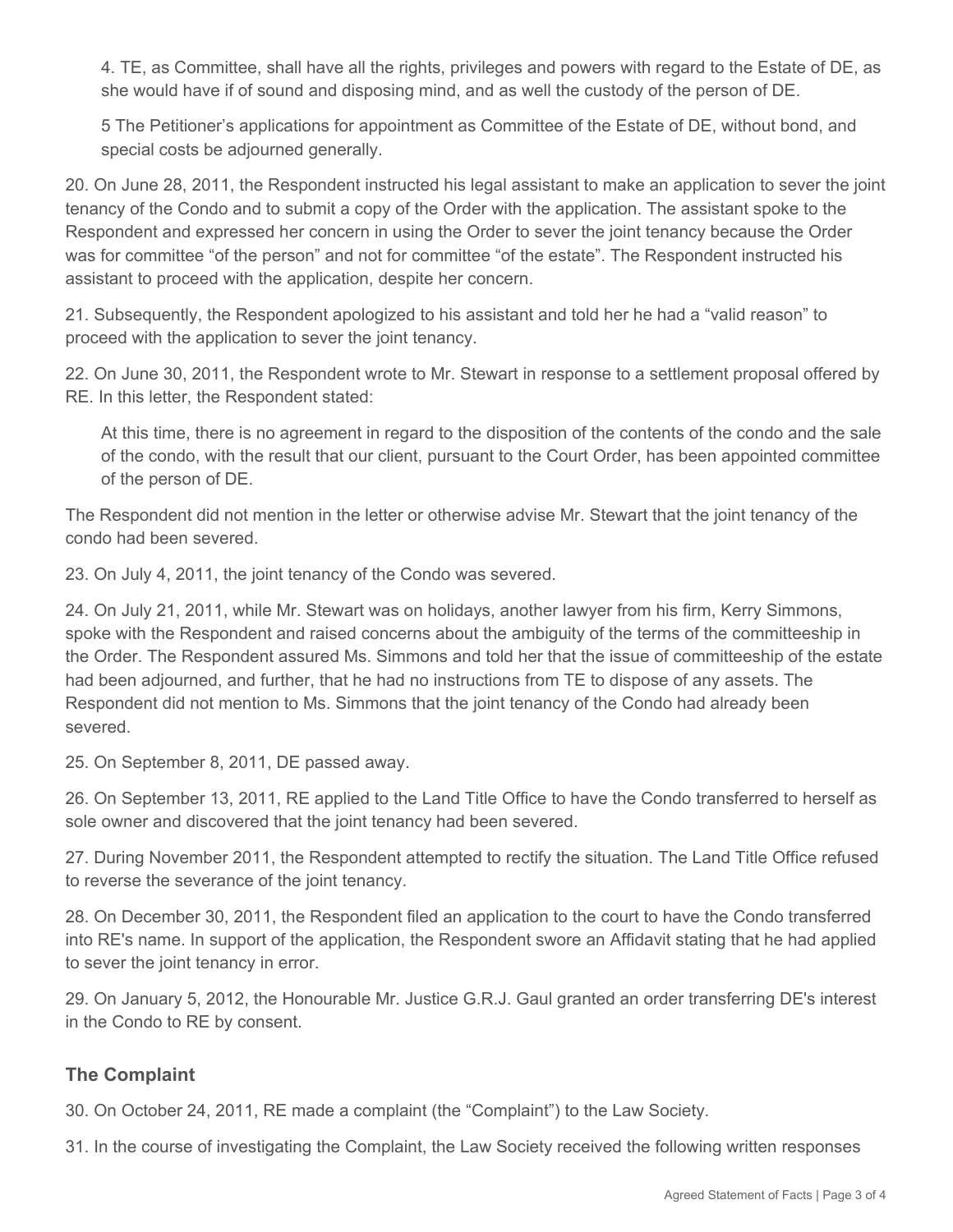> 4. TE, as Committee, shall have all the rights, privileges and powers with regard to the Estate of DE, as she would have if of sound and disposing mind, and as well the custody of the person of DE.
>
> 5 The Petitioner's applications for appointment as Committee of the Estate of DE, without bond, and special costs be adjourned generally.

20. On June 28, 2011, the Respondent instructed his legal assistant to make an application to sever the joint tenancy of the Condo and to submit a copy of the Order with the application. The assistant spoke to the Respondent and expressed her concern in using the Order to sever the joint tenancy because the Order was for committee "of the person" and not for committee "of the estate". The Respondent instructed his assistant to proceed with the application, despite her concern.

21. Subsequently, the Respondent apologized to his assistant and told her he had a "valid reason" to proceed with the application to sever the joint tenancy.

22. On June 30, 2011, the Respondent wrote to Mr. Stewart in response to a settlement proposal offered by RE. In this letter, the Respondent stated:

> At this time, there is no agreement in regard to the disposition of the contents of the condo and the sale of the condo, with the result that our client, pursuant to the Court Order, has been appointed committee of the person of DE.

The Respondent did not mention in the letter or otherwise advise Mr. Stewart that the joint tenancy of the condo had been severed.

23. On July 4, 2011, the joint tenancy of the Condo was severed.

24. On July 21, 2011, while Mr. Stewart was on holidays, another lawyer from his firm, Kerry Simmons, spoke with the Respondent and raised concerns about the ambiguity of the terms of the committeeship in the Order. The Respondent assured Ms. Simmons and told her that the issue of committeeship of the estate had been adjourned, and further, that he had no instructions from TE to dispose of any assets. The Respondent did not mention to Ms. Simmons that the joint tenancy of the Condo had already been severed.

25. On September 8, 2011, DE passed away.

26. On September 13, 2011, RE applied to the Land Title Office to have the Condo transferred to herself as sole owner and discovered that the joint tenancy had been severed.

27. During November 2011, the Respondent attempted to rectify the situation. The Land Title Office refused to reverse the severance of the joint tenancy.

28. On December 30, 2011, the Respondent filed an application to the court to have the Condo transferred into RE's name. In support of the application, the Respondent swore an Affidavit stating that he had applied to sever the joint tenancy in error.

29. On January 5, 2012, the Honourable Mr. Justice G.R.J. Gaul granted an order transferring DE's interest in the Condo to RE by consent.

## The Complaint

30. On October 24, 2011, RE made a complaint (the "Complaint") to the Law Society.

31. In the course of investigating the Complaint, the Law Society received the following written responses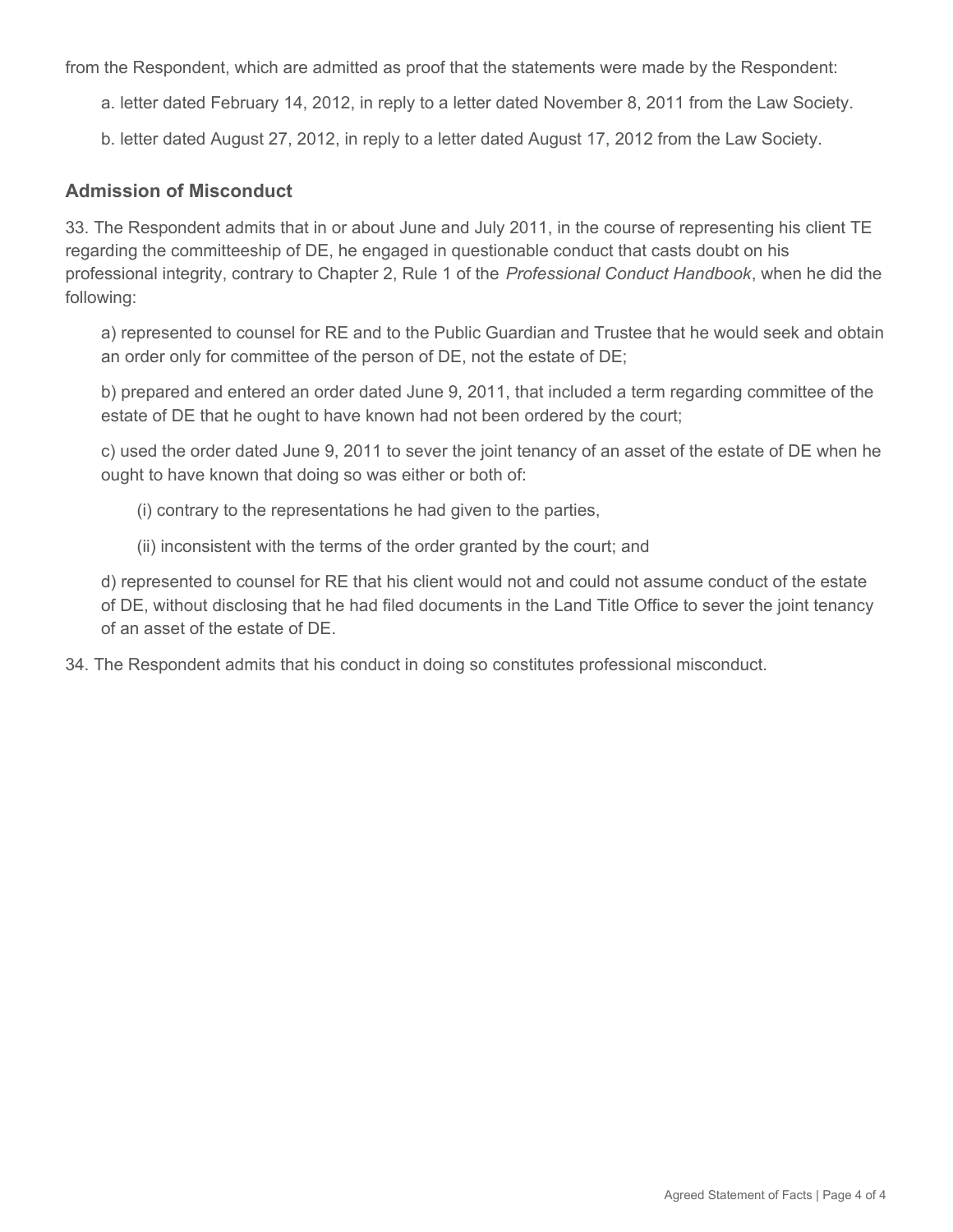from the Respondent, which are admitted as proof that the statements were made by the Respondent:

a. letter dated February 14, 2012, in reply to a letter dated November 8, 2011 from the Law Society.

b. letter dated August 27, 2012, in reply to a letter dated August 17, 2012 from the Law Society.

### Admission of Misconduct

33. The Respondent admits that in or about June and July 2011, in the course of representing his client TE regarding the committeeship of DE, he engaged in questionable conduct that casts doubt on his professional integrity, contrary to Chapter 2, Rule 1 of the *Professional Conduct Handbook*, when he did the following:

a) represented to counsel for RE and to the Public Guardian and Trustee that he would seek and obtain an order only for committee of the person of DE, not the estate of DE;

b) prepared and entered an order dated June 9, 2011, that included a term regarding committee of the estate of DE that he ought to have known had not been ordered by the court;

c) used the order dated June 9, 2011 to sever the joint tenancy of an asset of the estate of DE when he ought to have known that doing so was either or both of:

(i) contrary to the representations he had given to the parties,

(ii) inconsistent with the terms of the order granted by the court; and

d) represented to counsel for RE that his client would not and could not assume conduct of the estate of DE, without disclosing that he had filed documents in the Land Title Office to sever the joint tenancy of an asset of the estate of DE.

34. The Respondent admits that his conduct in doing so constitutes professional misconduct.